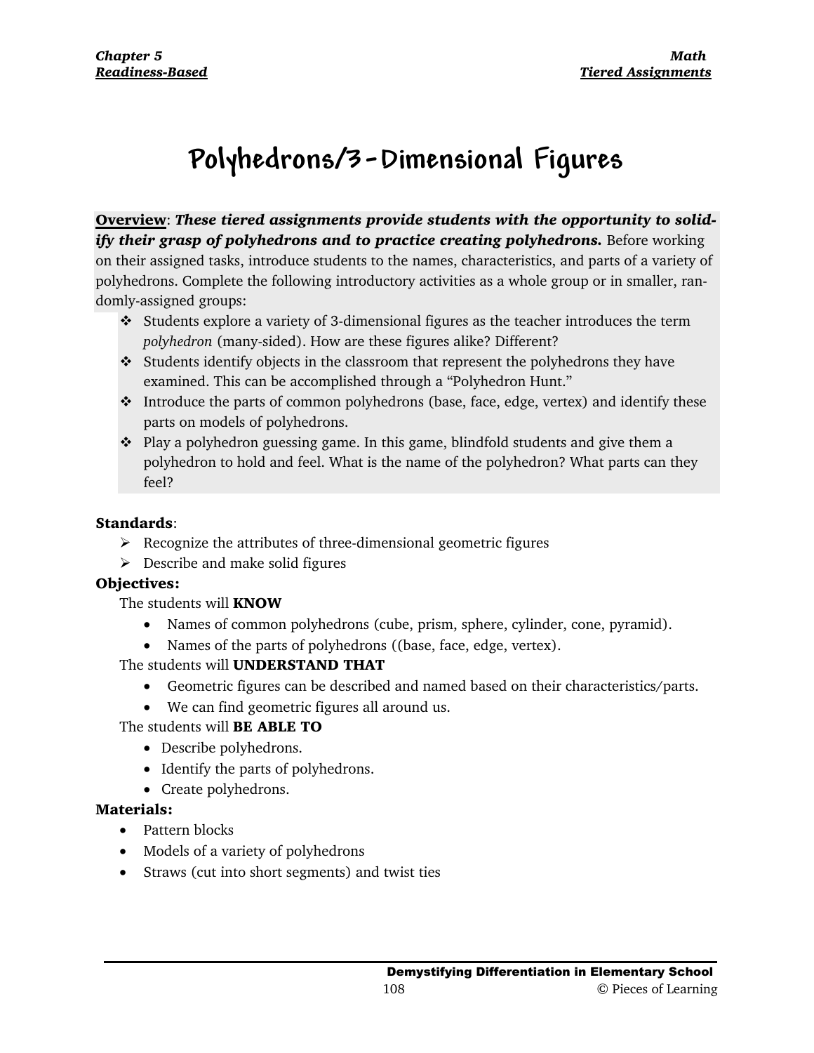# Polyhedrons/3-Dimensional Figures

**Overview**: ***These tiered assignments provide students with the opportunity to solidify their grasp of polyhedrons and to practice creating polyhedrons.*** Before working on their assigned tasks, introduce students to the names, characteristics, and parts of a variety of polyhedrons. Complete the following introductory activities as a whole group or in smaller, randomly-assigned groups:

- Students explore a variety of 3-dimensional figures as the teacher introduces the term *polyhedron* (many-sided). How are these figures alike? Different?
- Students identify objects in the classroom that represent the polyhedrons they have examined. This can be accomplished through a "Polyhedron Hunt."
- Introduce the parts of common polyhedrons (base, face, edge, vertex) and identify these parts on models of polyhedrons.
- Play a polyhedron guessing game. In this game, blindfold students and give them a polyhedron to hold and feel. What is the name of the polyhedron? What parts can they feel?

**Standards**:

- Recognize the attributes of three-dimensional geometric figures
- Describe and make solid figures

**Objectives:**

The students will **KNOW**

- Names of common polyhedrons (cube, prism, sphere, cylinder, cone, pyramid).
- Names of the parts of polyhedrons ((base, face, edge, vertex).

The students will **UNDERSTAND THAT**

- Geometric figures can be described and named based on their characteristics/parts.
- We can find geometric figures all around us.

The students will **BE ABLE TO**

- Describe polyhedrons.
- Identify the parts of polyhedrons.
- Create polyhedrons.

**Materials:**

- Pattern blocks
- Models of a variety of polyhedrons
- Straws (cut into short segments) and twist ties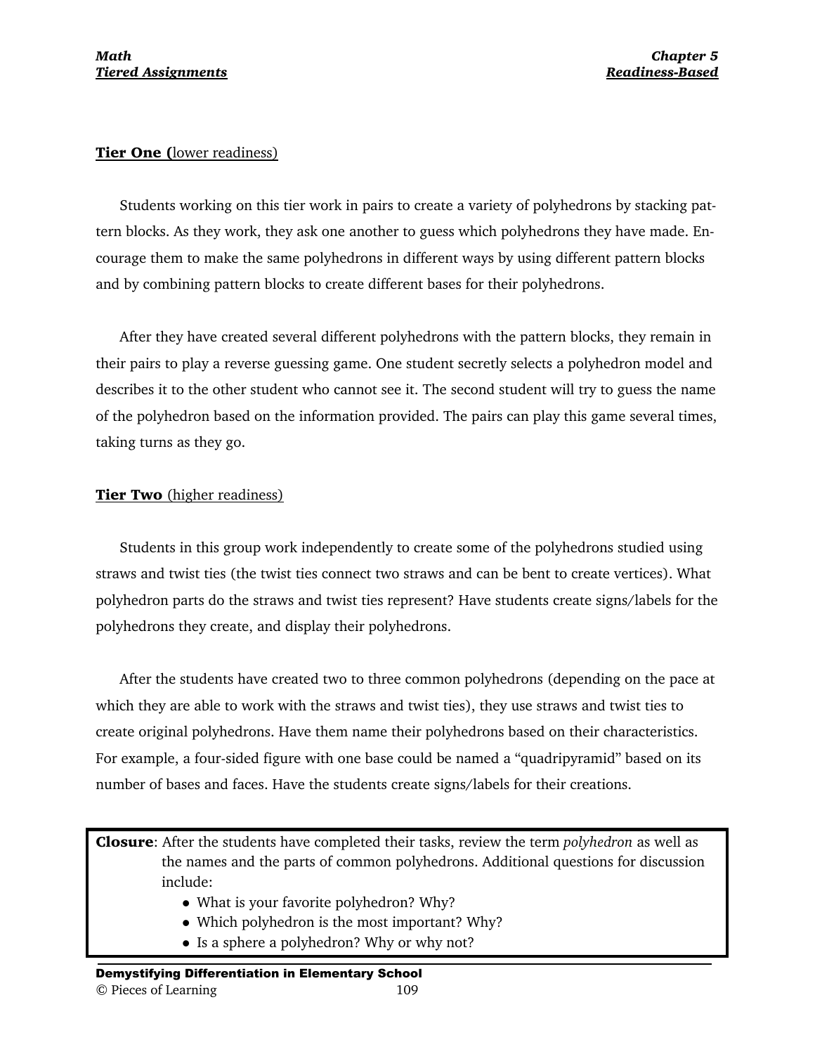**Tier One (**lower readiness)

Students working on this tier work in pairs to create a variety of polyhedrons by stacking pattern blocks. As they work, they ask one another to guess which polyhedrons they have made. Encourage them to make the same polyhedrons in different ways by using different pattern blocks and by combining pattern blocks to create different bases for their polyhedrons.

After they have created several different polyhedrons with the pattern blocks, they remain in their pairs to play a reverse guessing game. One student secretly selects a polyhedron model and describes it to the other student who cannot see it. The second student will try to guess the name of the polyhedron based on the information provided. The pairs can play this game several times, taking turns as they go.

**Tier Two** (higher readiness)

Students in this group work independently to create some of the polyhedrons studied using straws and twist ties (the twist ties connect two straws and can be bent to create vertices). What polyhedron parts do the straws and twist ties represent? Have students create signs/labels for the polyhedrons they create, and display their polyhedrons.

After the students have created two to three common polyhedrons (depending on the pace at which they are able to work with the straws and twist ties), they use straws and twist ties to create original polyhedrons. Have them name their polyhedrons based on their characteristics. For example, a four-sided figure with one base could be named a "quadripyramid" based on its number of bases and faces. Have the students create signs/labels for their creations.

**Closure**: After the students have completed their tasks, review the term *polyhedron* as well as the names and the parts of common polyhedrons. Additional questions for discussion include:

- What is your favorite polyhedron? Why?
- Which polyhedron is the most important? Why?
- Is a sphere a polyhedron? Why or why not?